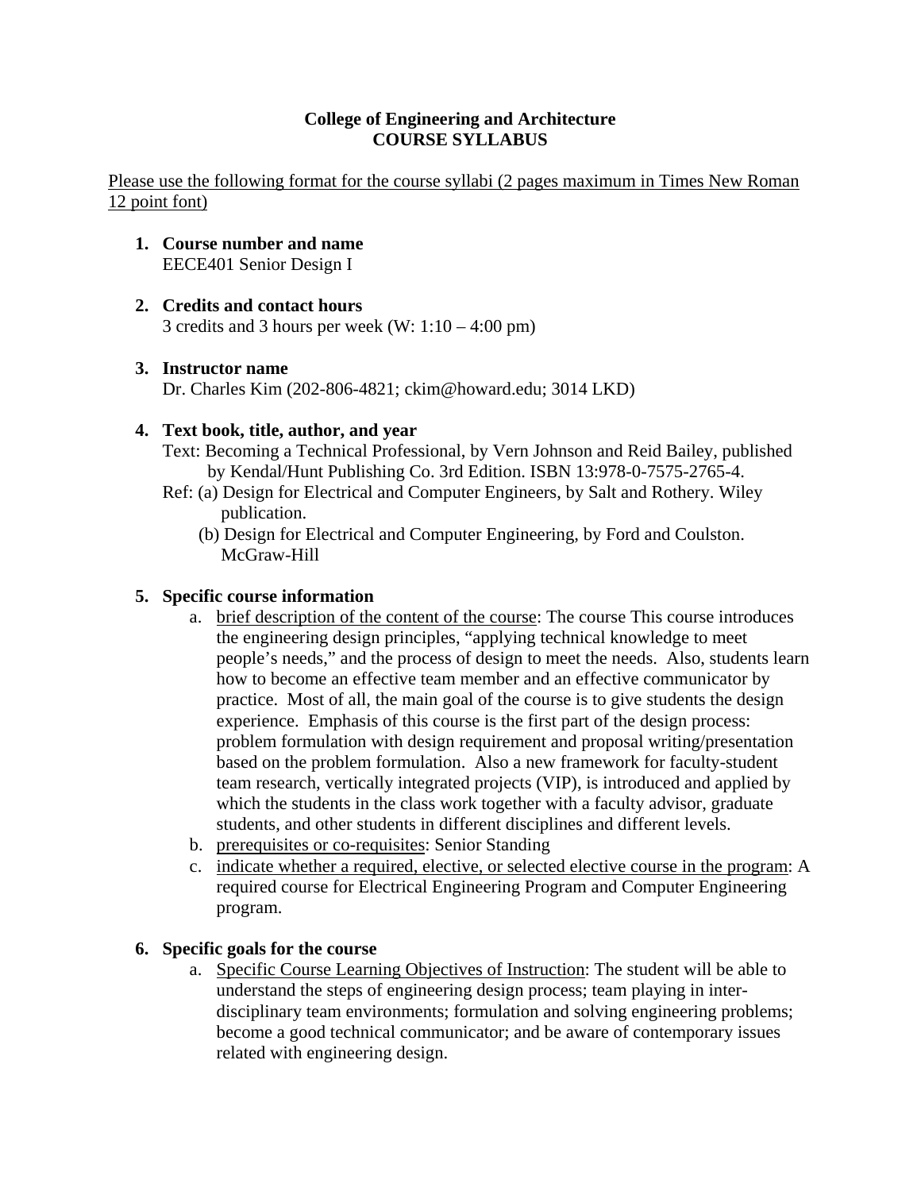**College of Engineering and Architecture**
**COURSE SYLLABUS**

Please use the following format for the course syllabi (2 pages maximum in Times New Roman 12 point font)

1. **Course number and name**
   EECE401 Senior Design I

2. **Credits and contact hours**
   3 credits and 3 hours per week (W: 1:10 – 4:00 pm)

3. **Instructor name**
   Dr. Charles Kim (202-806-4821; ckim@howard.edu; 3014 LKD)

4. **Text book, title, author, and year**
   Text: Becoming a Technical Professional, by Vern Johnson and Reid Bailey, published by Kendal/Hunt Publishing Co. 3rd Edition. ISBN 13:978-0-7575-2765-4.
   Ref: (a) Design for Electrical and Computer Engineers, by Salt and Rothery. Wiley publication.
   (b) Design for Electrical and Computer Engineering, by Ford and Coulston. McGraw-Hill

5. **Specific course information**
   a. brief description of the content of the course: The course This course introduces the engineering design principles, "applying technical knowledge to meet people's needs," and the process of design to meet the needs. Also, students learn how to become an effective team member and an effective communicator by practice. Most of all, the main goal of the course is to give students the design experience. Emphasis of this course is the first part of the design process: problem formulation with design requirement and proposal writing/presentation based on the problem formulation. Also a new framework for faculty-student team research, vertically integrated projects (VIP), is introduced and applied by which the students in the class work together with a faculty advisor, graduate students, and other students in different disciplines and different levels.
   b. prerequisites or co-requisites: Senior Standing
   c. indicate whether a required, elective, or selected elective course in the program: A required course for Electrical Engineering Program and Computer Engineering program.

6. **Specific goals for the course**
   a. Specific Course Learning Objectives of Instruction: The student will be able to understand the steps of engineering design process; team playing in inter-disciplinary team environments; formulation and solving engineering problems; become a good technical communicator; and be aware of contemporary issues related with engineering design.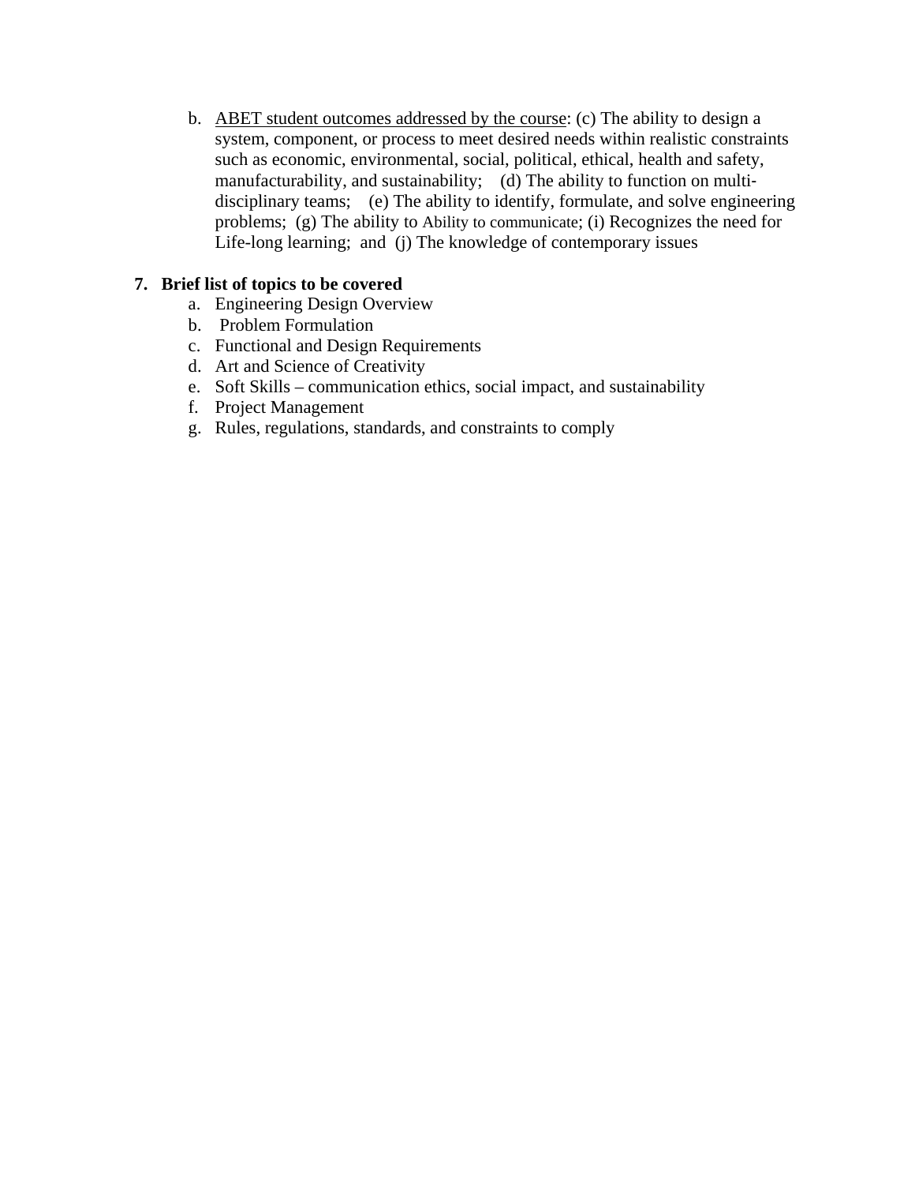b. <u>ABET student outcomes addressed by the course</u>: (c) The ability to design a system, component, or process to meet desired needs within realistic constraints such as economic, environmental, social, political, ethical, health and safety, manufacturability, and sustainability; (d) The ability to function on multi-disciplinary teams; (e) The ability to identify, formulate, and solve engineering problems; (g) The ability to Ability to communicate; (i) Recognizes the need for Life-long learning; and (j) The knowledge of contemporary issues

**7. Brief list of topics to be covered**

a. Engineering Design Overview
b. Problem Formulation
c. Functional and Design Requirements
d. Art and Science of Creativity
e. Soft Skills – communication ethics, social impact, and sustainability
f. Project Management
g. Rules, regulations, standards, and constraints to comply